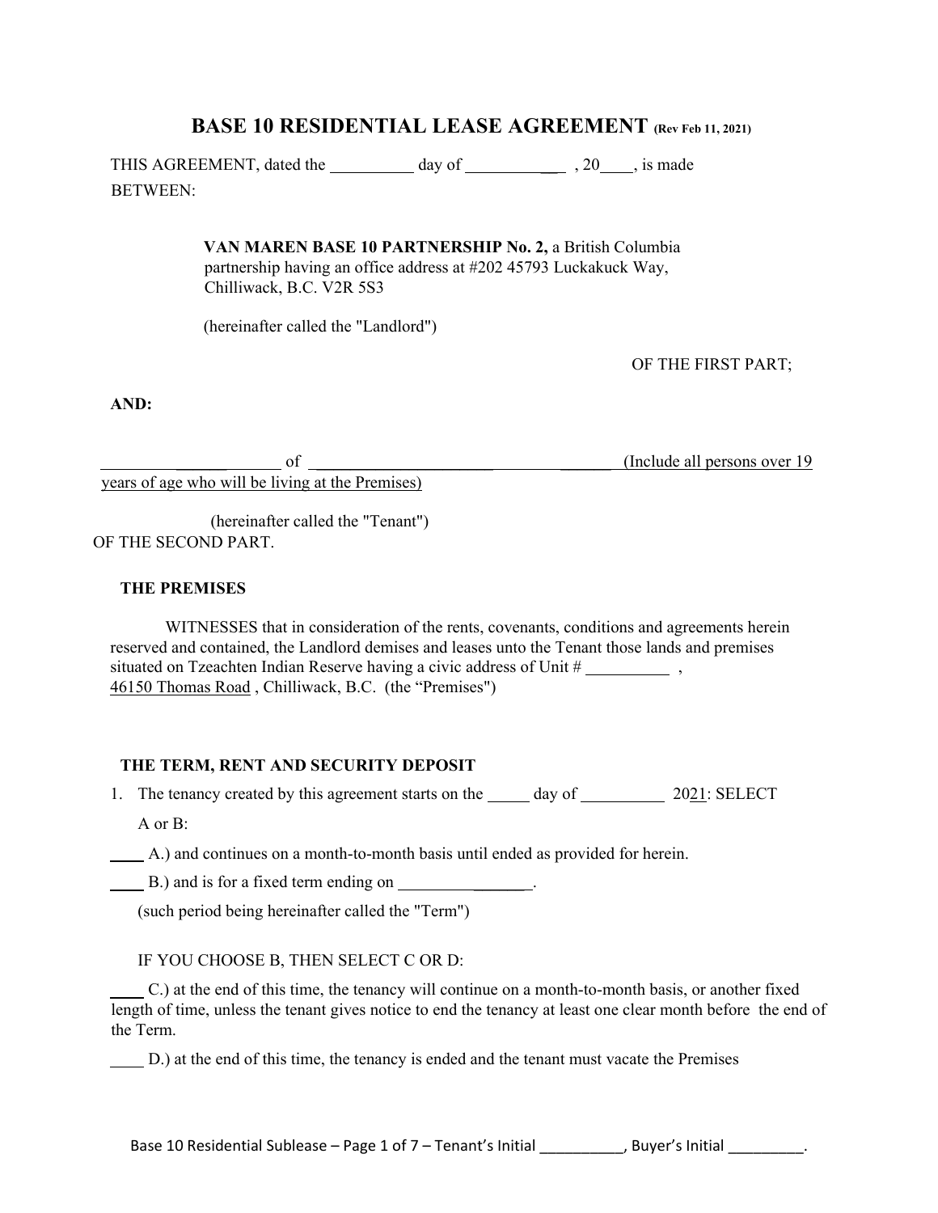# BASE 10 RESIDENTIAL LEASE AGREEMENT (Rev Feb 11, 2021)

THIS AGREEMENT, dated the __________ day of ____________ , 20____, is made BETWEEN:

**VAN MAREN BASE 10 PARTNERSHIP No. 2,** a British Columbia partnership having an office address at #202 45793 Luckakuck Way, Chilliwack, B.C. V2R 5S3

(hereinafter called the "Landlord")

OF THE FIRST PART;

**AND:**

____________________ of ____________________________________ (Include all persons over 19 years of age who will be living at the Premises)

(hereinafter called the "Tenant")

OF THE SECOND PART.

**THE PREMISES**

WITNESSES that in consideration of the rents, covenants, conditions and agreements herein reserved and contained, the Landlord demises and leases unto the Tenant those lands and premises situated on Tzeachten Indian Reserve having a civic address of Unit # __________ , 46150 Thomas Road , Chilliwack, B.C. (the "Premises")

**THE TERM, RENT AND SECURITY DEPOSIT**

1. The tenancy created by this agreement starts on the _____ day of __________ 2021: SELECT A or B:

____ A.) and continues on a month-to-month basis until ended as provided for herein.

____ B.) and is for a fixed term ending on ________________.

(such period being hereinafter called the "Term")

IF YOU CHOOSE B, THEN SELECT C OR D:

____ C.) at the end of this time, the tenancy will continue on a month-to-month basis, or another fixed length of time, unless the tenant gives notice to end the tenancy at least one clear month before the end of the Term.

____ D.) at the end of this time, the tenancy is ended and the tenant must vacate the Premises

Tenant's Initial __________, Buyer's Initial _________.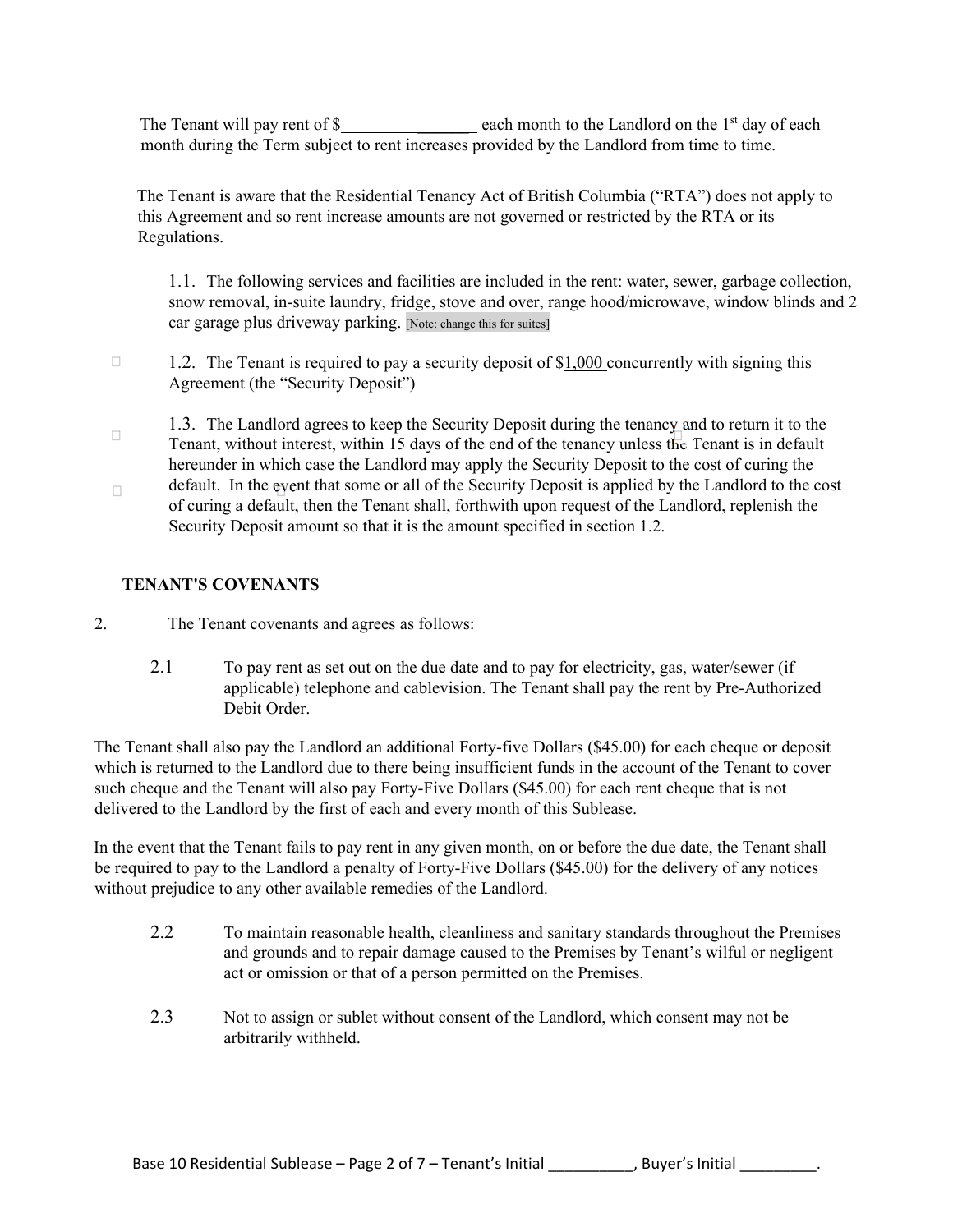The Tenant will pay rent of $________________ each month to the Landlord on the 1st day of each month during the Term subject to rent increases provided by the Landlord from time to time.

The Tenant is aware that the Residential Tenancy Act of British Columbia ("RTA") does not apply to this Agreement and so rent increase amounts are not governed or restricted by the RTA or its Regulations.

1.1. The following services and facilities are included in the rent: water, sewer, garbage collection, snow removal, in-suite laundry, fridge, stove and over, range hood/microwave, window blinds and 2 car garage plus driveway parking. [Note: change this for suites]

1.2. The Tenant is required to pay a security deposit of $1,000 concurrently with signing this Agreement (the "Security Deposit")

1.3. The Landlord agrees to keep the Security Deposit during the tenancy and to return it to the Tenant, without interest, within 15 days of the end of the tenancy unless the Tenant is in default hereunder in which case the Landlord may apply the Security Deposit to the cost of curing the default. In the event that some or all of the Security Deposit is applied by the Landlord to the cost of curing a default, then the Tenant shall, forthwith upon request of the Landlord, replenish the Security Deposit amount so that it is the amount specified in section 1.2.

**TENANT'S COVENANTS**

2. The Tenant covenants and agrees as follows:

2.1 To pay rent as set out on the due date and to pay for electricity, gas, water/sewer (if applicable) telephone and cablevision. The Tenant shall pay the rent by Pre-Authorized Debit Order.

The Tenant shall also pay the Landlord an additional Forty-five Dollars ($45.00) for each cheque or deposit which is returned to the Landlord due to there being insufficient funds in the account of the Tenant to cover such cheque and the Tenant will also pay Forty-Five Dollars ($45.00) for each rent cheque that is not delivered to the Landlord by the first of each and every month of this Sublease.

In the event that the Tenant fails to pay rent in any given month, on or before the due date, the Tenant shall be required to pay to the Landlord a penalty of Forty-Five Dollars ($45.00) for the delivery of any notices without prejudice to any other available remedies of the Landlord.

2.2 To maintain reasonable health, cleanliness and sanitary standards throughout the Premises and grounds and to repair damage caused to the Premises by Tenant's wilful or negligent act or omission or that of a person permitted on the Premises.

2.3 Not to assign or sublet without consent of the Landlord, which consent may not be arbitrarily withheld.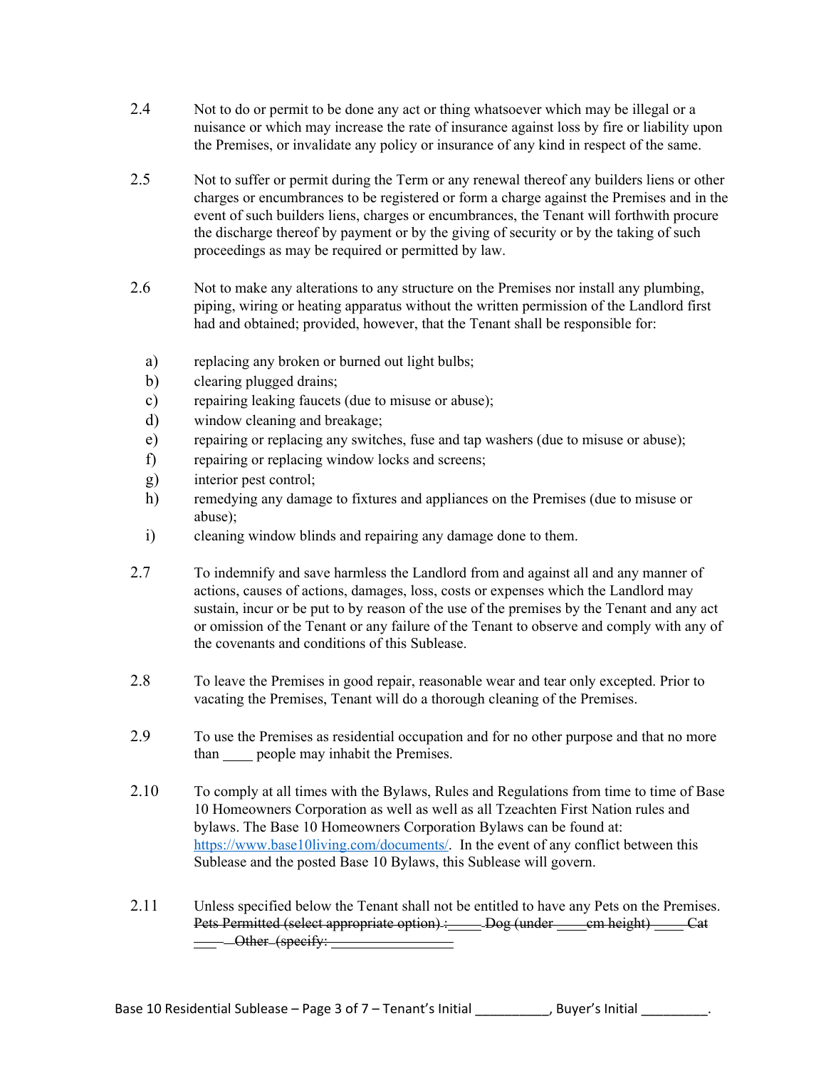2.4 Not to do or permit to be done any act or thing whatsoever which may be illegal or a nuisance or which may increase the rate of insurance against loss by fire or liability upon the Premises, or invalidate any policy or insurance of any kind in respect of the same.

2.5 Not to suffer or permit during the Term or any renewal thereof any builders liens or other charges or encumbrances to be registered or form a charge against the Premises and in the event of such builders liens, charges or encumbrances, the Tenant will forthwith procure the discharge thereof by payment or by the giving of security or by the taking of such proceedings as may be required or permitted by law.

2.6 Not to make any alterations to any structure on the Premises nor install any plumbing, piping, wiring or heating apparatus without the written permission of the Landlord first had and obtained; provided, however, that the Tenant shall be responsible for:

a) replacing any broken or burned out light bulbs;
b) clearing plugged drains;
c) repairing leaking faucets (due to misuse or abuse);
d) window cleaning and breakage;
e) repairing or replacing any switches, fuse and tap washers (due to misuse or abuse);
f) repairing or replacing window locks and screens;
g) interior pest control;
h) remedying any damage to fixtures and appliances on the Premises (due to misuse or abuse);
i) cleaning window blinds and repairing any damage done to them.

2.7 To indemnify and save harmless the Landlord from and against all and any manner of actions, causes of actions, damages, loss, costs or expenses which the Landlord may sustain, incur or be put to by reason of the use of the premises by the Tenant and any act or omission of the Tenant or any failure of the Tenant to observe and comply with any of the covenants and conditions of this Sublease.

2.8 To leave the Premises in good repair, reasonable wear and tear only excepted. Prior to vacating the Premises, Tenant will do a thorough cleaning of the Premises.

2.9 To use the Premises as residential occupation and for no other purpose and that no more than ____ people may inhabit the Premises.

2.10 To comply at all times with the Bylaws, Rules and Regulations from time to time of Base 10 Homeowners Corporation as well as well as all Tzeachten First Nation rules and bylaws. The Base 10 Homeowners Corporation Bylaws can be found at: https://www.base10living.com/documents/. In the event of any conflict between this Sublease and the posted Base 10 Bylaws, this Sublease will govern.

2.11 Unless specified below the Tenant shall not be entitled to have any Pets on the Premises. ~~Pets Permitted (select appropriate option) : ____ Dog (under ____ cm height) ____ Cat ____ Other (specify: ________________~~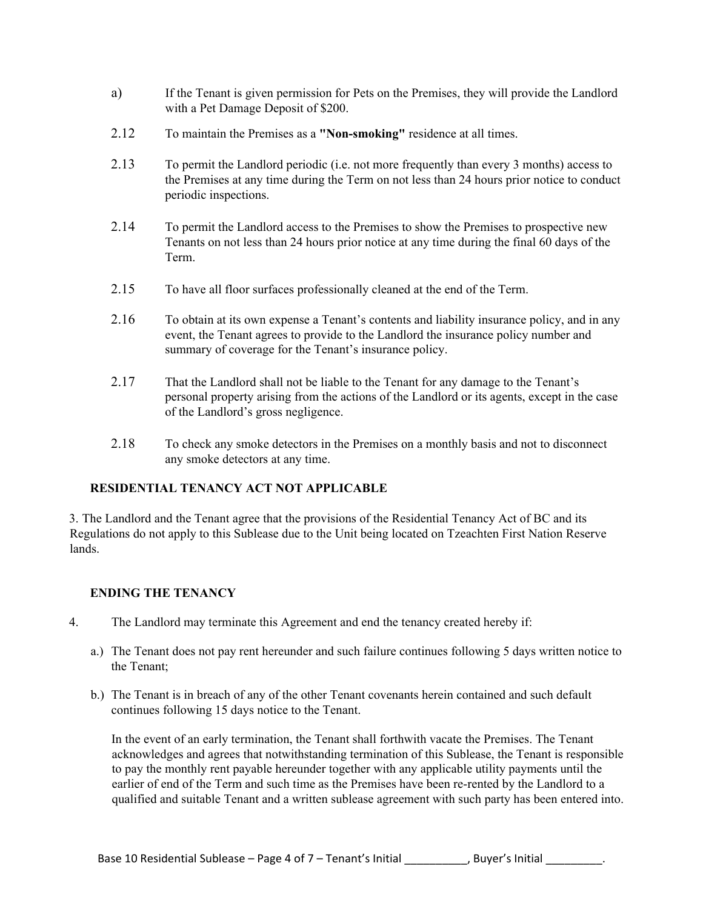a) If the Tenant is given permission for Pets on the Premises, they will provide the Landlord with a Pet Damage Deposit of $200.

2.12 To maintain the Premises as a **"Non-smoking"** residence at all times.

2.13 To permit the Landlord periodic (i.e. not more frequently than every 3 months) access to the Premises at any time during the Term on not less than 24 hours prior notice to conduct periodic inspections.

2.14 To permit the Landlord access to the Premises to show the Premises to prospective new Tenants on not less than 24 hours prior notice at any time during the final 60 days of the Term.

2.15 To have all floor surfaces professionally cleaned at the end of the Term.

2.16 To obtain at its own expense a Tenant's contents and liability insurance policy, and in any event, the Tenant agrees to provide to the Landlord the insurance policy number and summary of coverage for the Tenant's insurance policy.

2.17 That the Landlord shall not be liable to the Tenant for any damage to the Tenant's personal property arising from the actions of the Landlord or its agents, except in the case of the Landlord's gross negligence.

2.18 To check any smoke detectors in the Premises on a monthly basis and not to disconnect any smoke detectors at any time.

**RESIDENTIAL TENANCY ACT NOT APPLICABLE**

3. The Landlord and the Tenant agree that the provisions of the Residential Tenancy Act of BC and its Regulations do not apply to this Sublease due to the Unit being located on Tzeachten First Nation Reserve lands.

**ENDING THE TENANCY**

4. The Landlord may terminate this Agreement and end the tenancy created hereby if:

a.) The Tenant does not pay rent hereunder and such failure continues following 5 days written notice to the Tenant;

b.) The Tenant is in breach of any of the other Tenant covenants herein contained and such default continues following 15 days notice to the Tenant.

In the event of an early termination, the Tenant shall forthwith vacate the Premises. The Tenant acknowledges and agrees that notwithstanding termination of this Sublease, the Tenant is responsible to pay the monthly rent payable hereunder together with any applicable utility payments until the earlier of end of the Term and such time as the Premises have been re-rented by the Landlord to a qualified and suitable Tenant and a written sublease agreement with such party has been entered into.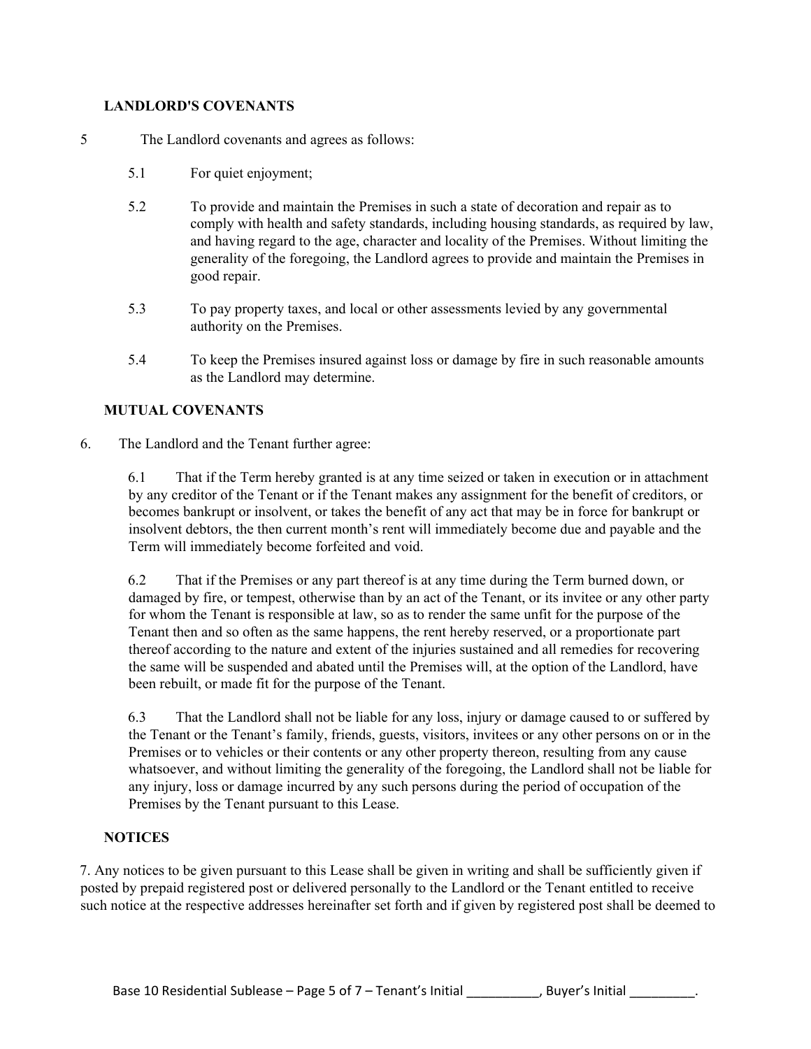**LANDLORD'S COVENANTS**

5 The Landlord covenants and agrees as follows:

5.1 For quiet enjoyment;

5.2 To provide and maintain the Premises in such a state of decoration and repair as to comply with health and safety standards, including housing standards, as required by law, and having regard to the age, character and locality of the Premises. Without limiting the generality of the foregoing, the Landlord agrees to provide and maintain the Premises in good repair.

5.3 To pay property taxes, and local or other assessments levied by any governmental authority on the Premises.

5.4 To keep the Premises insured against loss or damage by fire in such reasonable amounts as the Landlord may determine.

**MUTUAL COVENANTS**

6. The Landlord and the Tenant further agree:

6.1 That if the Term hereby granted is at any time seized or taken in execution or in attachment by any creditor of the Tenant or if the Tenant makes any assignment for the benefit of creditors, or becomes bankrupt or insolvent, or takes the benefit of any act that may be in force for bankrupt or insolvent debtors, the then current month's rent will immediately become due and payable and the Term will immediately become forfeited and void.

6.2 That if the Premises or any part thereof is at any time during the Term burned down, or damaged by fire, or tempest, otherwise than by an act of the Tenant, or its invitee or any other party for whom the Tenant is responsible at law, so as to render the same unfit for the purpose of the Tenant then and so often as the same happens, the rent hereby reserved, or a proportionate part thereof according to the nature and extent of the injuries sustained and all remedies for recovering the same will be suspended and abated until the Premises will, at the option of the Landlord, have been rebuilt, or made fit for the purpose of the Tenant.

6.3 That the Landlord shall not be liable for any loss, injury or damage caused to or suffered by the Tenant or the Tenant's family, friends, guests, visitors, invitees or any other persons on or in the Premises or to vehicles or their contents or any other property thereon, resulting from any cause whatsoever, and without limiting the generality of the foregoing, the Landlord shall not be liable for any injury, loss or damage incurred by any such persons during the period of occupation of the Premises by the Tenant pursuant to this Lease.

**NOTICES**

7. Any notices to be given pursuant to this Lease shall be given in writing and shall be sufficiently given if posted by prepaid registered post or delivered personally to the Landlord or the Tenant entitled to receive such notice at the respective addresses hereinafter set forth and if given by registered post shall be deemed to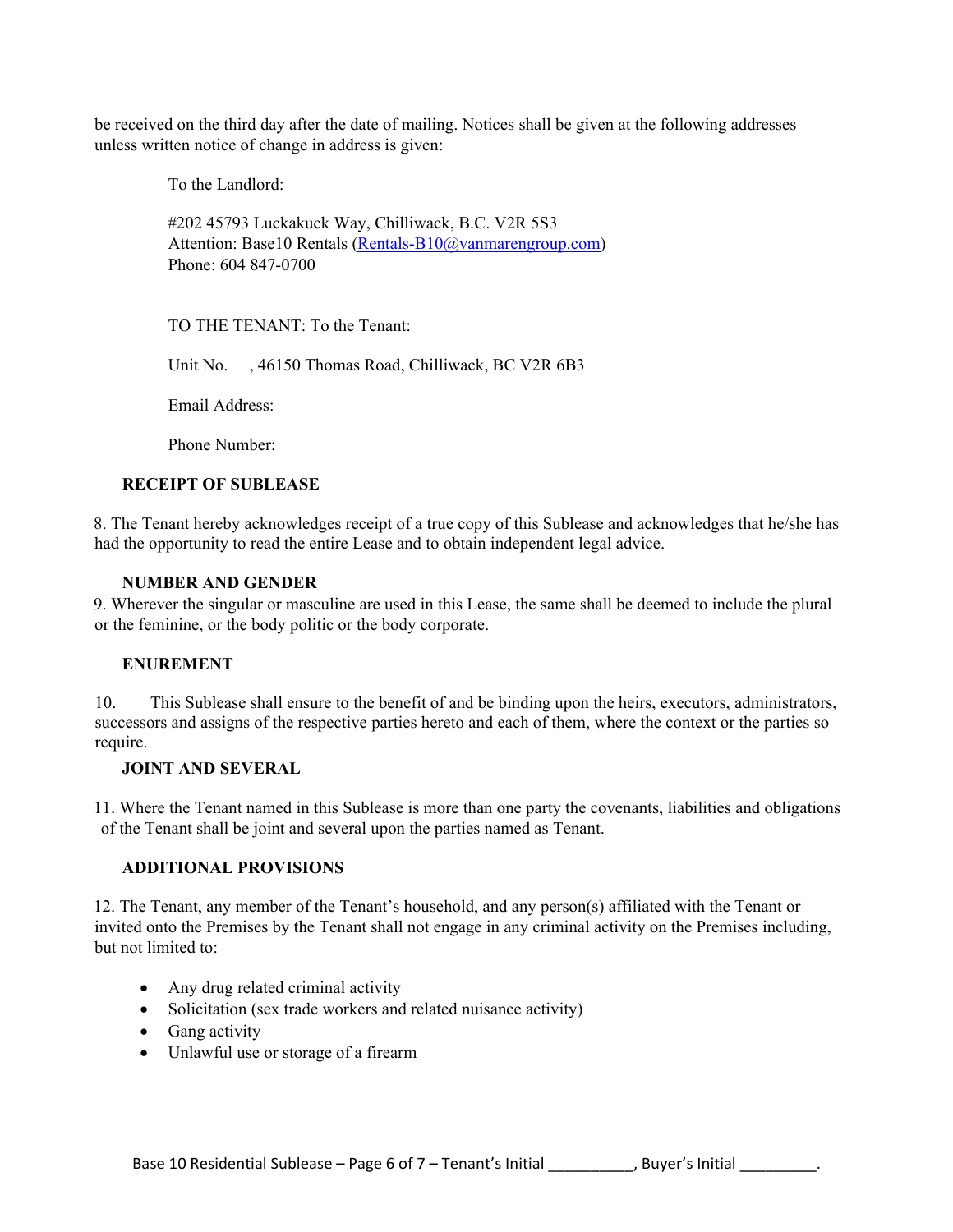be received on the third day after the date of mailing. Notices shall be given at the following addresses unless written notice of change in address is given:

To the Landlord:

#202 45793 Luckakuck Way, Chilliwack, B.C. V2R 5S3
Attention: Base10 Rentals (Rentals-B10@vanmarengroup.com)
Phone: 604 847-0700

TO THE TENANT: To the Tenant:

Unit No.     , 46150 Thomas Road, Chilliwack, BC V2R 6B3

Email Address:

Phone Number:

**RECEIPT OF SUBLEASE**

8. The Tenant hereby acknowledges receipt of a true copy of this Sublease and acknowledges that he/she has had the opportunity to read the entire Lease and to obtain independent legal advice.

**NUMBER AND GENDER**

9. Wherever the singular or masculine are used in this Lease, the same shall be deemed to include the plural or the feminine, or the body politic or the body corporate.

**ENUREMENT**

10. This Sublease shall ensure to the benefit of and be binding upon the heirs, executors, administrators, successors and assigns of the respective parties hereto and each of them, where the context or the parties so require.

**JOINT AND SEVERAL**

11. Where the Tenant named in this Sublease is more than one party the covenants, liabilities and obligations of the Tenant shall be joint and several upon the parties named as Tenant.

**ADDITIONAL PROVISIONS**

12. The Tenant, any member of the Tenant's household, and any person(s) affiliated with the Tenant or invited onto the Premises by the Tenant shall not engage in any criminal activity on the Premises including, but not limited to:

- Any drug related criminal activity
- Solicitation (sex trade workers and related nuisance activity)
- Gang activity
- Unlawful use or storage of a firearm

Tenant's Initial __________, Buyer's Initial _________.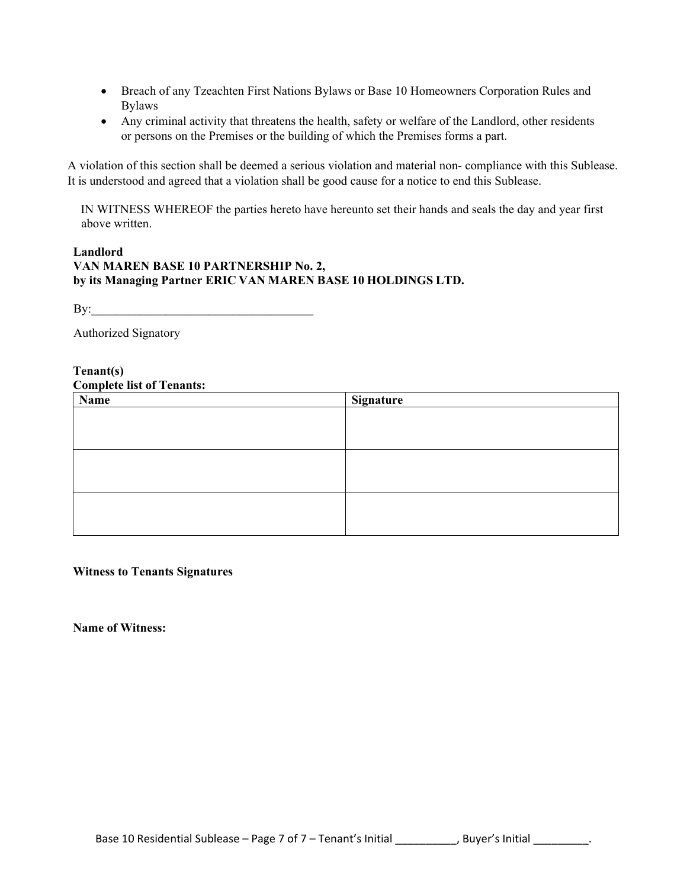- Breach of any Tzeachten First Nations Bylaws or Base 10 Homeowners Corporation Rules and Bylaws
- Any criminal activity that threatens the health, safety or welfare of the Landlord, other residents or persons on the Premises or the building of which the Premises forms a part.

A violation of this section shall be deemed a serious violation and material non- compliance with this Sublease. It is understood and agreed that a violation shall be good cause for a notice to end this Sublease.

IN WITNESS WHEREOF the parties hereto have hereunto set their hands and seals the day and year first above written.

**Landlord**
**VAN MAREN BASE 10 PARTNERSHIP No. 2,**
**by its Managing Partner ERIC VAN MAREN BASE 10 HOLDINGS LTD.**

By:____________________________________

Authorized Signatory

**Tenant(s)**
**Complete list of Tenants:**

| Name | Signature |
|---|---|
| | |
| | |
| | |

**Witness to Tenants Signatures**

**Name of Witness:**